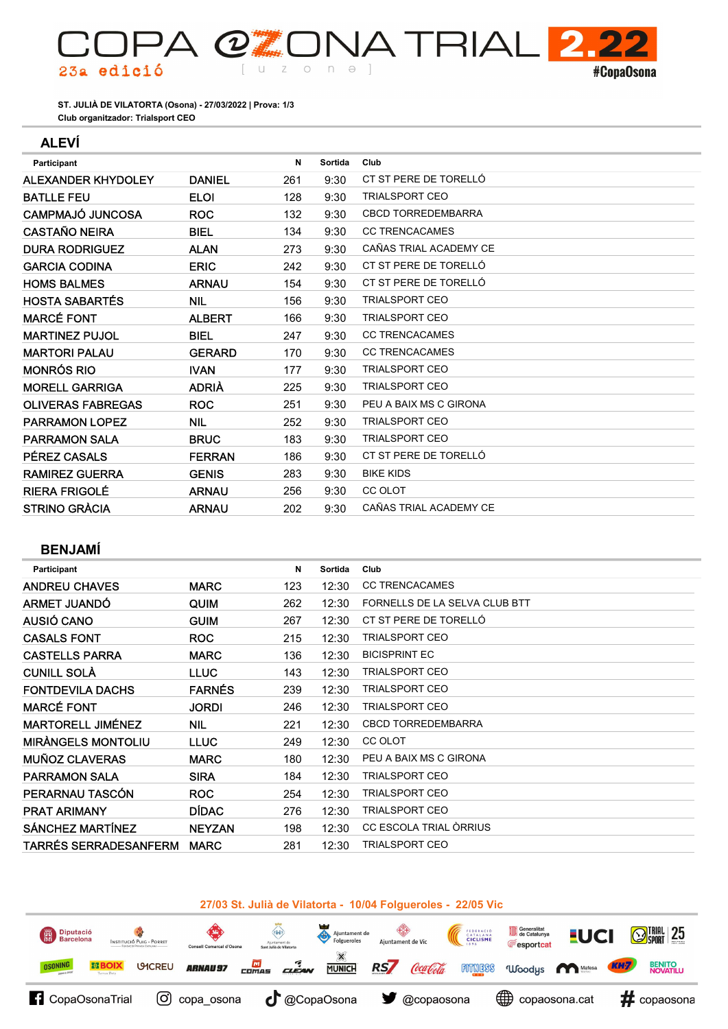# COPA @ZONA TRIAL 2.22

23a edició

[ u z o n e ]

#CopaOsona

**ST. JULIÀ DE VILATORTA (Osona) - 27/03/2022 | Prova: 1/3**

**Club organitzador: Trialsport CEO**

## ALEVÍ

| Participant | | N | Sortida | Club |
|---|---|---|---|---|
| ALEXANDER KHYDOLEY | DANIEL | 261 | 9:30 | CT ST PERE DE TORELLÓ |
| BATLLE FEU | ELOI | 128 | 9:30 | TRIALSPORT CEO |
| CAMPMAJÓ JUNCOSA | ROC | 132 | 9:30 | CBCD TORREDEMBARRA |
| CASTAÑO NEIRA | BIEL | 134 | 9:30 | CC TRENCACAMES |
| DURA RODRIGUEZ | ALAN | 273 | 9:30 | CAÑAS TRIAL ACADEMY CE |
| GARCIA CODINA | ERIC | 242 | 9:30 | CT ST PERE DE TORELLÓ |
| HOMS BALMES | ARNAU | 154 | 9:30 | CT ST PERE DE TORELLÓ |
| HOSTA SABARTÉS | NIL | 156 | 9:30 | TRIALSPORT CEO |
| MARCÉ FONT | ALBERT | 166 | 9:30 | TRIALSPORT CEO |
| MARTINEZ PUJOL | BIEL | 247 | 9:30 | CC TRENCACAMES |
| MARTORI PALAU | GERARD | 170 | 9:30 | CC TRENCACAMES |
| MONRÓS RIO | IVAN | 177 | 9:30 | TRIALSPORT CEO |
| MORELL GARRIGA | ADRIÀ | 225 | 9:30 | TRIALSPORT CEO |
| OLIVERAS FABREGAS | ROC | 251 | 9:30 | PEU A BAIX MS C GIRONA |
| PARRAMON LOPEZ | NIL | 252 | 9:30 | TRIALSPORT CEO |
| PARRAMON SALA | BRUC | 183 | 9:30 | TRIALSPORT CEO |
| PÉREZ CASALS | FERRAN | 186 | 9:30 | CT ST PERE DE TORELLÓ |
| RAMIREZ GUERRA | GENIS | 283 | 9:30 | BIKE KIDS |
| RIERA FRIGOLÉ | ARNAU | 256 | 9:30 | CC OLOT |
| STRINO GRÀCIA | ARNAU | 202 | 9:30 | CAÑAS TRIAL ACADEMY CE |

## BENJAMÍ

| Participant | | N | Sortida | Club |
|---|---|---|---|---|
| ANDREU CHAVES | MARC | 123 | 12:30 | CC TRENCACAMES |
| ARMET JUANDÓ | QUIM | 262 | 12:30 | FORNELLS DE LA SELVA CLUB BTT |
| AUSIÓ CANO | GUIM | 267 | 12:30 | CT ST PERE DE TORELLÓ |
| CASALS FONT | ROC | 215 | 12:30 | TRIALSPORT CEO |
| CASTELLS PARRA | MARC | 136 | 12:30 | BICISPRINT EC |
| CUNILL SOLÀ | LLUC | 143 | 12:30 | TRIALSPORT CEO |
| FONTDEVILA DACHS | FARNÉS | 239 | 12:30 | TRIALSPORT CEO |
| MARCÉ FONT | JORDI | 246 | 12:30 | TRIALSPORT CEO |
| MARTORELL JIMÉNEZ | NIL | 221 | 12:30 | CBCD TORREDEMBARRA |
| MIRÀNGELS MONTOLIU | LLUC | 249 | 12:30 | CC OLOT |
| MUÑOZ CLAVERAS | MARC | 180 | 12:30 | PEU A BAIX MS C GIRONA |
| PARRAMON SALA | SIRA | 184 | 12:30 | TRIALSPORT CEO |
| PERARNAU TASCÓN | ROC | 254 | 12:30 | TRIALSPORT CEO |
| PRAT ARIMANY | DÍDAC | 276 | 12:30 | TRIALSPORT CEO |
| SÁNCHEZ MARTÍNEZ | NEYZAN | 198 | 12:30 | CC ESCOLA TRIAL ÒRRIUS |
| TARRÉS SERRADESANFERM | MARC | 281 | 12:30 | TRIALSPORT CEO |

27/03 St. Julià de Vilatorta - 10/04 Folgueroles - 22/05 Vic

CopaOsonaTrial | copa_osona | @CopaOsona | @copaosona | copaosona.cat | copaosona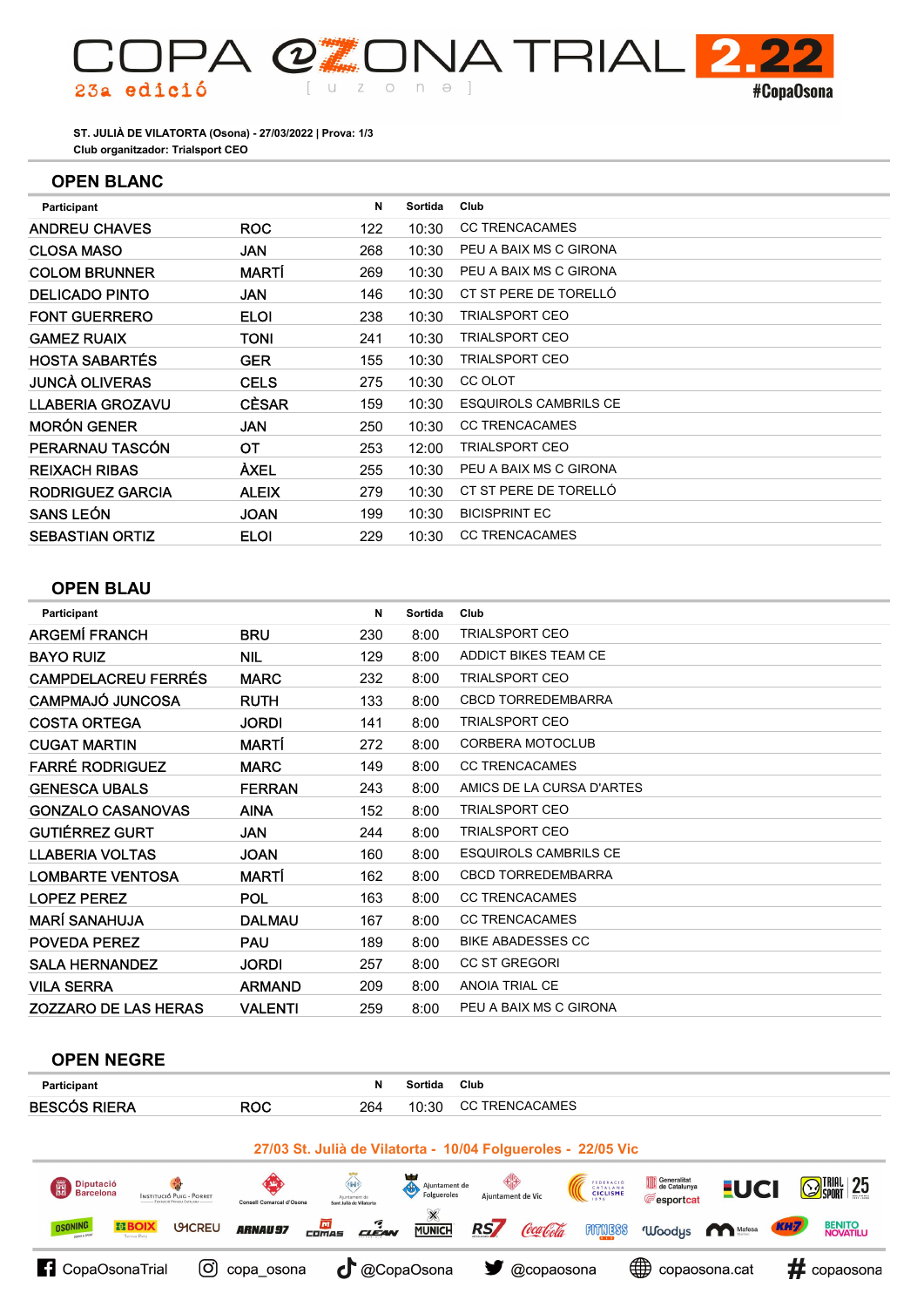# COPA OZONA TRIAL 2.22

23a edició [ u z o n e ] #CopaOsona

**ST. JULIÀ DE VILATORTA (Osona) - 27/03/2022 | Prova: 1/3**
**Club organitzador: Trialsport CEO**

## OPEN BLANC

| Participant | | N | Sortida | Club |
|---|---|---|---|---|
| ANDREU CHAVES | ROC | 122 | 10:30 | CC TRENCACAMES |
| CLOSA MASO | JAN | 268 | 10:30 | PEU A BAIX MS C GIRONA |
| COLOM BRUNNER | MARTÍ | 269 | 10:30 | PEU A BAIX MS C GIRONA |
| DELICADO PINTO | JAN | 146 | 10:30 | CT ST PERE DE TORELLÓ |
| FONT GUERRERO | ELOI | 238 | 10:30 | TRIALSPORT CEO |
| GAMEZ RUAIX | TONI | 241 | 10:30 | TRIALSPORT CEO |
| HOSTA SABARTÉS | GER | 155 | 10:30 | TRIALSPORT CEO |
| JUNCÀ OLIVERAS | CELS | 275 | 10:30 | CC OLOT |
| LLABERIA GROZAVU | CÈSAR | 159 | 10:30 | ESQUIROLS CAMBRILS CE |
| MORÓN GENER | JAN | 250 | 10:30 | CC TRENCACAMES |
| PERARNAU TASCÓN | OT | 253 | 12:00 | TRIALSPORT CEO |
| REIXACH RIBAS | ÀXEL | 255 | 10:30 | PEU A BAIX MS C GIRONA |
| RODRIGUEZ GARCIA | ALEIX | 279 | 10:30 | CT ST PERE DE TORELLÓ |
| SANS LEÓN | JOAN | 199 | 10:30 | BICISPRINT EC |
| SEBASTIAN ORTIZ | ELOI | 229 | 10:30 | CC TRENCACAMES |

## OPEN BLAU

| Participant | | N | Sortida | Club |
|---|---|---|---|---|
| ARGEMÍ FRANCH | BRU | 230 | 8:00 | TRIALSPORT CEO |
| BAYO RUIZ | NIL | 129 | 8:00 | ADDICT BIKES TEAM CE |
| CAMPDELACREU FERRÉS | MARC | 232 | 8:00 | TRIALSPORT CEO |
| CAMPMAJÓ JUNCOSA | RUTH | 133 | 8:00 | CBCD TORREDEMBARRA |
| COSTA ORTEGA | JORDI | 141 | 8:00 | TRIALSPORT CEO |
| CUGAT MARTIN | MARTÍ | 272 | 8:00 | CORBERA MOTOCLUB |
| FARRÉ RODRIGUEZ | MARC | 149 | 8:00 | CC TRENCACAMES |
| GENESCA UBALS | FERRAN | 243 | 8:00 | AMICS DE LA CURSA D'ARTES |
| GONZALO CASANOVAS | AINA | 152 | 8:00 | TRIALSPORT CEO |
| GUTIÉRREZ GURT | JAN | 244 | 8:00 | TRIALSPORT CEO |
| LLABERIA VOLTAS | JOAN | 160 | 8:00 | ESQUIROLS CAMBRILS CE |
| LOMBARTE VENTOSA | MARTÍ | 162 | 8:00 | CBCD TORREDEMBARRA |
| LOPEZ PEREZ | POL | 163 | 8:00 | CC TRENCACAMES |
| MARÍ SANAHUJA | DALMAU | 167 | 8:00 | CC TRENCACAMES |
| POVEDA PEREZ | PAU | 189 | 8:00 | BIKE ABADESSES CC |
| SALA HERNANDEZ | JORDI | 257 | 8:00 | CC ST GREGORI |
| VILA SERRA | ARMAND | 209 | 8:00 | ANOIA TRIAL CE |
| ZOZZARO DE LAS HERAS | VALENTI | 259 | 8:00 | PEU A BAIX MS C GIRONA |

## OPEN NEGRE

| Participant | | N | Sortida | Club |
|---|---|---|---|---|
| BESCÓS RIERA | ROC | 264 | 10:30 | CC TRENCACAMES |

27/03 St. Julià de Vilatorta - 10/04 Folgueroles - 22/05 Vic

CopaOsonaTrial | copa_osona | @CopaOsona | @copaosona | copaosona.cat | # copaosona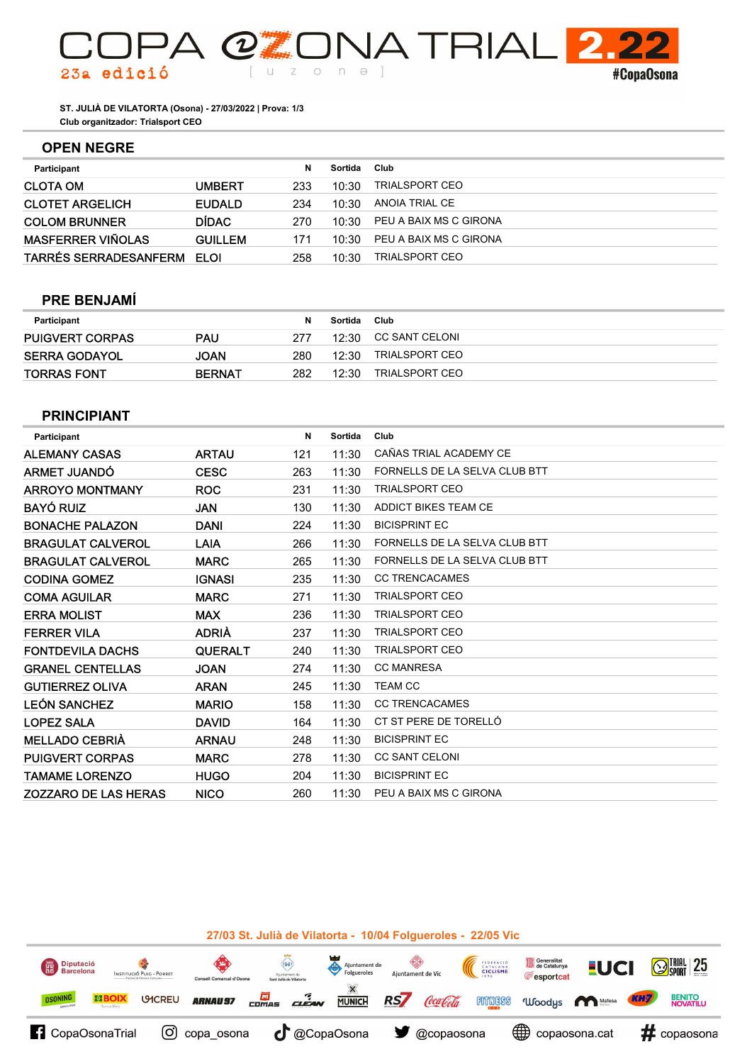# COPA OZONA TRIAL 2.22

23a edició [ u z o n ə ]

#CopaOsona

**ST. JULIÀ DE VILATORTA (Osona) - 27/03/2022 | Prova: 1/3**
**Club organitzador: Trialsport CEO**

## OPEN NEGRE

| Participant | | N | Sortida | Club |
|---|---|---|---|---|
| CLOTA OM | UMBERT | 233 | 10:30 | TRIALSPORT CEO |
| CLOTET ARGELICH | EUDALD | 234 | 10:30 | ANOIA TRIAL CE |
| COLOM BRUNNER | DÍDAC | 270 | 10:30 | PEU A BAIX MS C GIRONA |
| MASFERRER VIÑOLAS | GUILLEM | 171 | 10:30 | PEU A BAIX MS C GIRONA |
| TARRÉS SERRADESANFERM | ELOI | 258 | 10:30 | TRIALSPORT CEO |

## PRE BENJAMÍ

| Participant | | N | Sortida | Club |
|---|---|---|---|---|
| PUIGVERT CORPAS | PAU | 277 | 12:30 | CC SANT CELONI |
| SERRA GODAYOL | JOAN | 280 | 12:30 | TRIALSPORT CEO |
| TORRAS FONT | BERNAT | 282 | 12:30 | TRIALSPORT CEO |

## PRINCIPIANT

| Participant | | N | Sortida | Club |
|---|---|---|---|---|
| ALEMANY CASAS | ARTAU | 121 | 11:30 | CAÑAS TRIAL ACADEMY CE |
| ARMET JUANDÓ | CESC | 263 | 11:30 | FORNELLS DE LA SELVA CLUB BTT |
| ARROYO MONTMANY | ROC | 231 | 11:30 | TRIALSPORT CEO |
| BAYÓ RUIZ | JAN | 130 | 11:30 | ADDICT BIKES TEAM CE |
| BONACHE PALAZON | DANI | 224 | 11:30 | BICISPRINT EC |
| BRAGULAT CALVEROL | LAIA | 266 | 11:30 | FORNELLS DE LA SELVA CLUB BTT |
| BRAGULAT CALVEROL | MARC | 265 | 11:30 | FORNELLS DE LA SELVA CLUB BTT |
| CODINA GOMEZ | IGNASI | 235 | 11:30 | CC TRENCACAMES |
| COMA AGUILAR | MARC | 271 | 11:30 | TRIALSPORT CEO |
| ERRA MOLIST | MAX | 236 | 11:30 | TRIALSPORT CEO |
| FERRER VILA | ADRIÀ | 237 | 11:30 | TRIALSPORT CEO |
| FONTDEVILA DACHS | QUERALT | 240 | 11:30 | TRIALSPORT CEO |
| GRANEL CENTELLAS | JOAN | 274 | 11:30 | CC MANRESA |
| GUTIERREZ OLIVA | ARAN | 245 | 11:30 | TEAM CC |
| LEÓN SANCHEZ | MARIO | 158 | 11:30 | CC TRENCACAMES |
| LOPEZ SALA | DAVID | 164 | 11:30 | CT ST PERE DE TORELLÓ |
| MELLADO CEBRIÀ | ARNAU | 248 | 11:30 | BICISPRINT EC |
| PUIGVERT CORPAS | MARC | 278 | 11:30 | CC SANT CELONI |
| TAMAME LORENZO | HUGO | 204 | 11:30 | BICISPRINT EC |
| ZOZZARO DE LAS HERAS | NICO | 260 | 11:30 | PEU A BAIX MS C GIRONA |

27/03 St. Julià de Vilatorta - 10/04 Folgueroles - 22/05 Vic

CopaOsonaTrial | copa_osona | @CopaOsona | @copaosona | copaosona.cat | copaosona